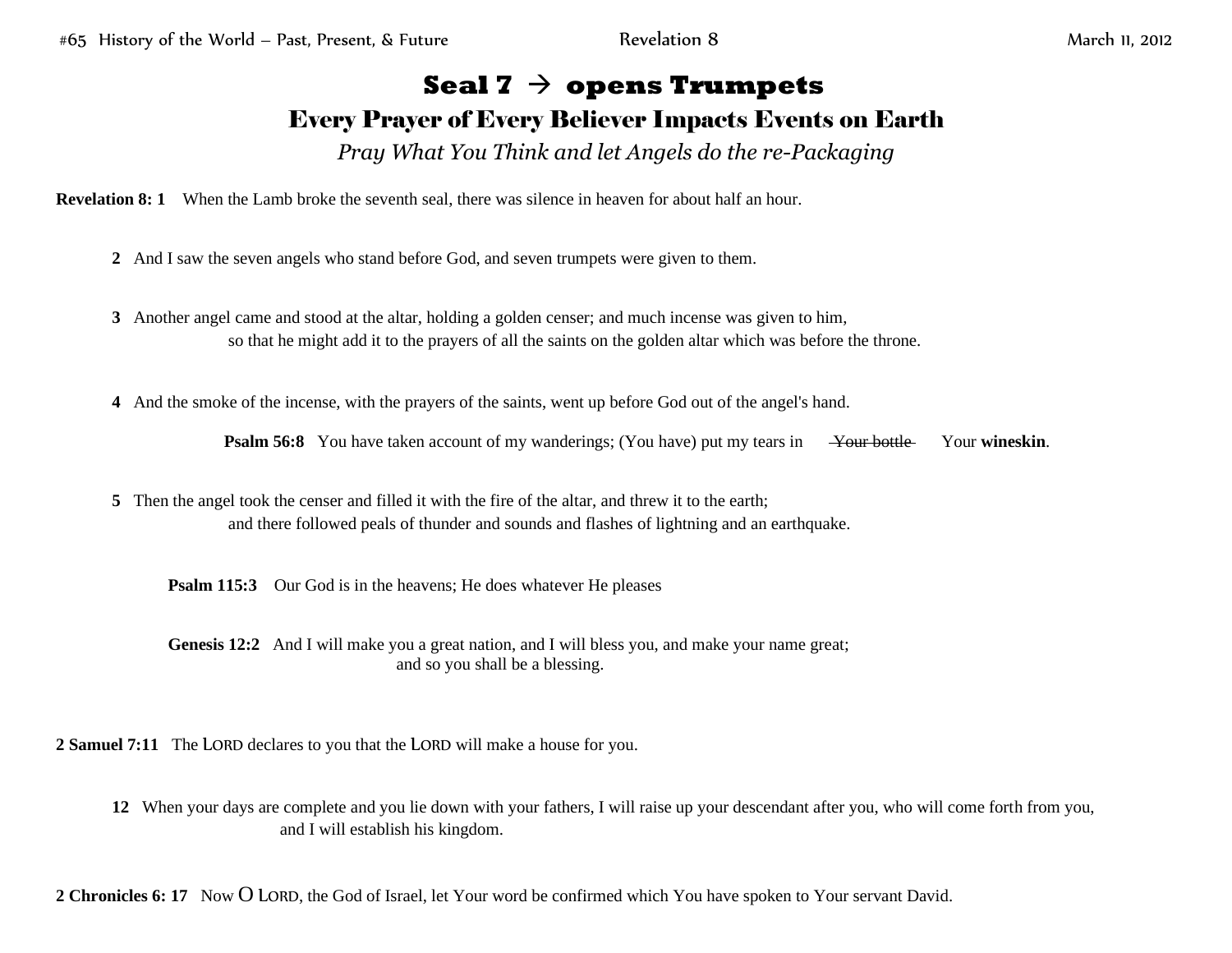# Seal 7 → opens Trumpets

## Every Prayer of Every Believer Impacts Events on Earth

*Pray What You Think and let Angels do the re-Packaging*

**Revelation 8: 1** When the Lamb broke the seventh seal, there was silence in heaven for about half an hour.

**2** And I saw the seven angels who stand before God, and seven trumpets were given to them.

**3** Another angel came and stood at the altar, holding a golden censer; and much incense was given to him, so that he might add it to the prayers of all the saints on the golden altar which was before the throne.

**4** And the smoke of the incense, with the prayers of the saints, went up before God out of the angel's hand.

**Psalm 56:8** You have taken account of my wanderings; (You have) put my tears in ~~Your bottle~~ Your **wineskin**.

**5** Then the angel took the censer and filled it with the fire of the altar, and threw it to the earth; and there followed peals of thunder and sounds and flashes of lightning and an earthquake.

**Psalm 115:3** Our God is in the heavens; He does whatever He pleases

**Genesis 12:2** And I will make you a great nation, and I will bless you, and make your name great; and so you shall be a blessing.

**2 Samuel 7:11** The LORD declares to you that the LORD will make a house for you.

**12** When your days are complete and you lie down with your fathers, I will raise up your descendant after you, who will come forth from you, and I will establish his kingdom.

**2 Chronicles 6: 17** Now O LORD, the God of Israel, let Your word be confirmed which You have spoken to Your servant David.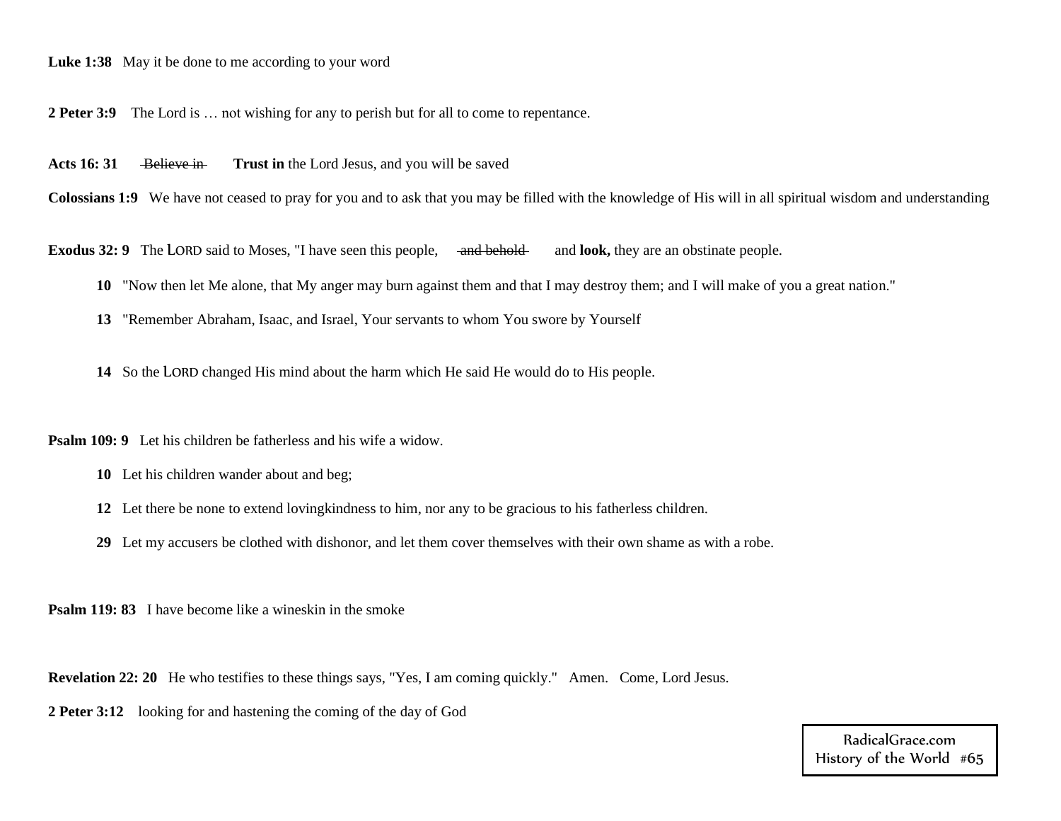**Luke 1:38** May it be done to me according to your word

**2 Peter 3:9** The Lord is … not wishing for any to perish but for all to come to repentance.

**Acts 16: 31** ~~Believe in~~ **Trust in** the Lord Jesus, and you will be saved

**Colossians 1:9** We have not ceased to pray for you and to ask that you may be filled with the knowledge of His will in all spiritual wisdom and understanding

**Exodus 32: 9** The LORD said to Moses, "I have seen this people, ~~and behold~~ and **look,** they are an obstinate people.

**10** "Now then let Me alone, that My anger may burn against them and that I may destroy them; and I will make of you a great nation."

**13** "Remember Abraham, Isaac, and Israel, Your servants to whom You swore by Yourself

**14** So the LORD changed His mind about the harm which He said He would do to His people.

**Psalm 109: 9** Let his children be fatherless and his wife a widow.

**10** Let his children wander about and beg;

**12** Let there be none to extend lovingkindness to him, nor any to be gracious to his fatherless children.

**29** Let my accusers be clothed with dishonor, and let them cover themselves with their own shame as with a robe.

**Psalm 119: 83** I have become like a wineskin in the smoke

**Revelation 22: 20** He who testifies to these things says, "Yes, I am coming quickly." Amen. Come, Lord Jesus.

**2 Peter 3:12** looking for and hastening the coming of the day of God

RadicalGrace.com
History of the World #65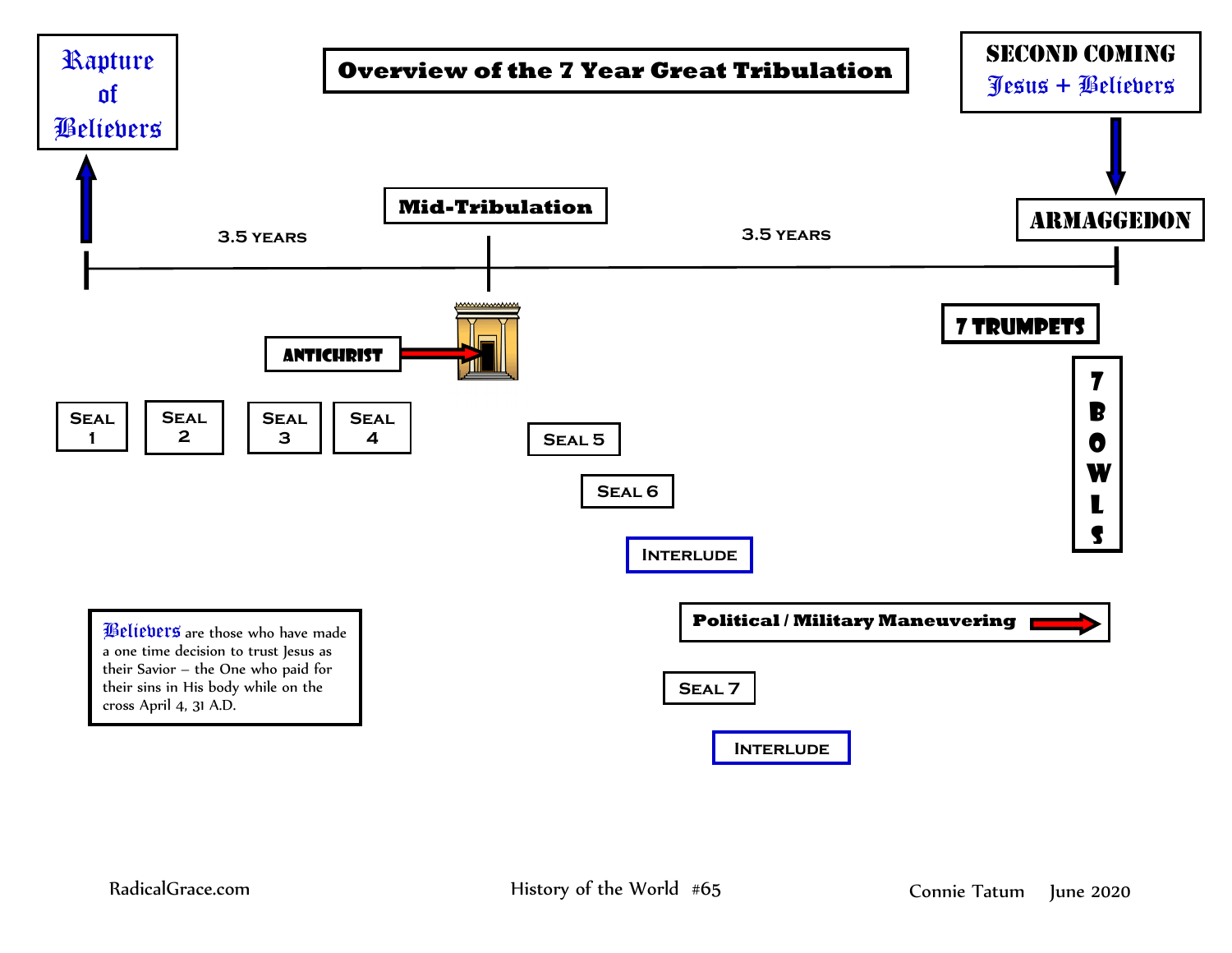# Overview of the 7 Year Great Tribulation

Rapture of Believers

SECOND COMING
Jesus + Believers

Mid-Tribulation

ARMAGGEDON

3.5 YEARS

3.5 YEARS

ANTICHRIST

7 TRUMPETS

7 BOWLS

SEAL 1

SEAL 2

SEAL 3

SEAL 4

SEAL 5

SEAL 6

INTERLUDE

Political / Military Maneuvering

SEAL 7

INTERLUDE

**Believers** are those who have made a one time decision to trust Jesus as their Savior – the One who paid for their sins in His body while on the cross April 4, 31 A.D.

RadicalGrace.com

History of the World #65

Connie Tatum June 2020